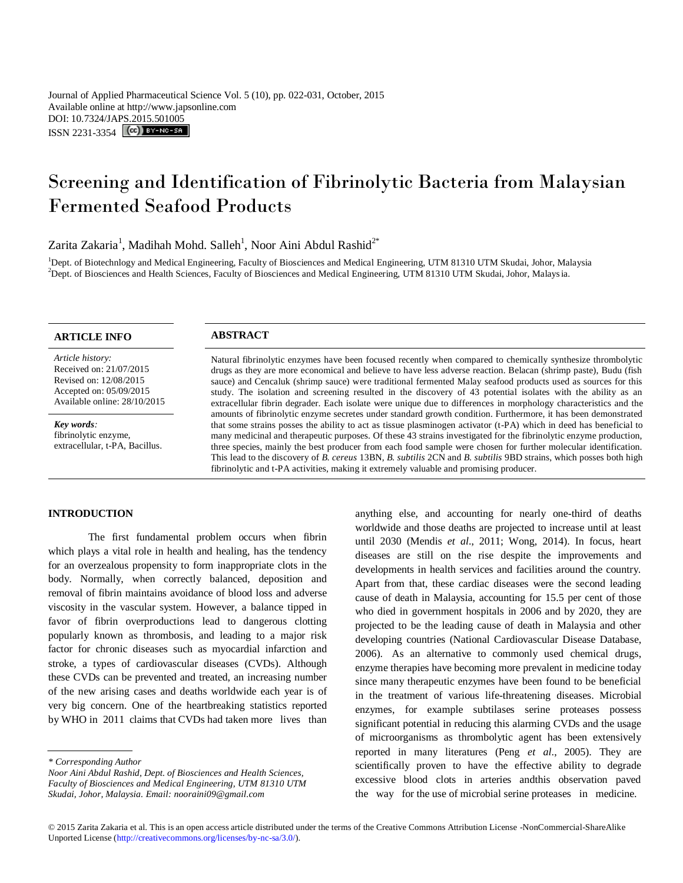Journal of Applied Pharmaceutical Science Vol. 5 (10), pp. 022-031, October, 2015
Available online at http://www.japsonline.com
DOI: 10.7324/JAPS.2015.501005
ISSN 2231-3354

# Screening and Identification of Fibrinolytic Bacteria from Malaysian Fermented Seafood Products

Zarita Zakaria[1], Madihah Mohd. Salleh[1], Noor Aini Abdul Rashid[2*]

[1]Dept. of Biotechnlogy and Medical Engineering, Faculty of Biosciences and Medical Engineering, UTM 81310 UTM Skudai, Johor, Malaysia
[2]Dept. of Biosciences and Health Sciences, Faculty of Biosciences and Medical Engineering, UTM 81310 UTM Skudai, Johor, Malaysia.

## ARTICLE INFO

*Article history:*
Received on: 21/07/2015
Revised on: 12/08/2015
Accepted on: 05/09/2015
Available online: 28/10/2015

***Key words:***
fibrinolytic enzyme, extracellular, t-PA, Bacillus.

## ABSTRACT

Natural fibrinolytic enzymes have been focused recently when compared to chemically synthesize thrombolytic drugs as they are more economical and believe to have less adverse reaction. Belacan (shrimp paste), Budu (fish sauce) and Cencaluk (shrimp sauce) were traditional fermented Malay seafood products used as sources for this study. The isolation and screening resulted in the discovery of 43 potential isolates with the ability as an extracellular fibrin degrader. Each isolate were unique due to differences in morphology characteristics and the amounts of fibrinolytic enzyme secretes under standard growth condition. Furthermore, it has been demonstrated that some strains posses the ability to act as tissue plasminogen activator (t-PA) which in deed has beneficial to many medicinal and therapeutic purposes. Of these 43 strains investigated for the fibrinolytic enzyme production, three species, mainly the best producer from each food sample were chosen for further molecular identification. This lead to the discovery of *B. cereus* 13BN, *B. subtilis* 2CN and *B. subtilis* 9BD strains, which posses both high fibrinolytic and t-PA activities, making it extremely valuable and promising producer.

## INTRODUCTION

The first fundamental problem occurs when fibrin which plays a vital role in health and healing, has the tendency for an overzealous propensity to form inappropriate clots in the body. Normally, when correctly balanced, deposition and removal of fibrin maintains avoidance of blood loss and adverse viscosity in the vascular system. However, a balance tipped in favor of fibrin overproductions lead to dangerous clotting popularly known as thrombosis, and leading to a major risk factor for chronic diseases such as myocardial infarction and stroke, a types of cardiovascular diseases (CVDs). Although these CVDs can be prevented and treated, an increasing number of the new arising cases and deaths worldwide each year is of very big concern. One of the heartbreaking statistics reported by WHO in 2011 claims that CVDs had taken more lives than anything else, and accounting for nearly one-third of deaths worldwide and those deaths are projected to increase until at least until 2030 (Mendis *et al*., 2011; Wong, 2014). In focus, heart diseases are still on the rise despite the improvements and developments in health services and facilities around the country. Apart from that, these cardiac diseases were the second leading cause of death in Malaysia, accounting for 15.5 per cent of those who died in government hospitals in 2006 and by 2020, they are projected to be the leading cause of death in Malaysia and other developing countries (National Cardiovascular Disease Database, 2006). As an alternative to commonly used chemical drugs, enzyme therapies have becoming more prevalent in medicine today since many therapeutic enzymes have been found to be beneficial in the treatment of various life-threatening diseases. Microbial enzymes, for example subtilases serine proteases possess significant potential in reducing this alarming CVDs and the usage of microorganisms as thrombolytic agent has been extensively reported in many literatures (Peng *et al*., 2005). They are scientifically proven to have the effective ability to degrade excessive blood clots in arteries andthis observation paved the way for the use of microbial serine proteases in medicine.

---

*\* Corresponding Author*
*Noor Aini Abdul Rashid, Dept. of Biosciences and Health Sciences, Faculty of Biosciences and Medical Engineering, UTM 81310 UTM Skudai, Johor, Malaysia. Email: nooraini09@gmail.com*

© 2015 Zarita Zakaria et al. This is an open access article distributed under the terms of the Creative Commons Attribution License -NonCommercial-ShareAlike Unported License (http://creativecommons.org/licenses/by-nc-sa/3.0/).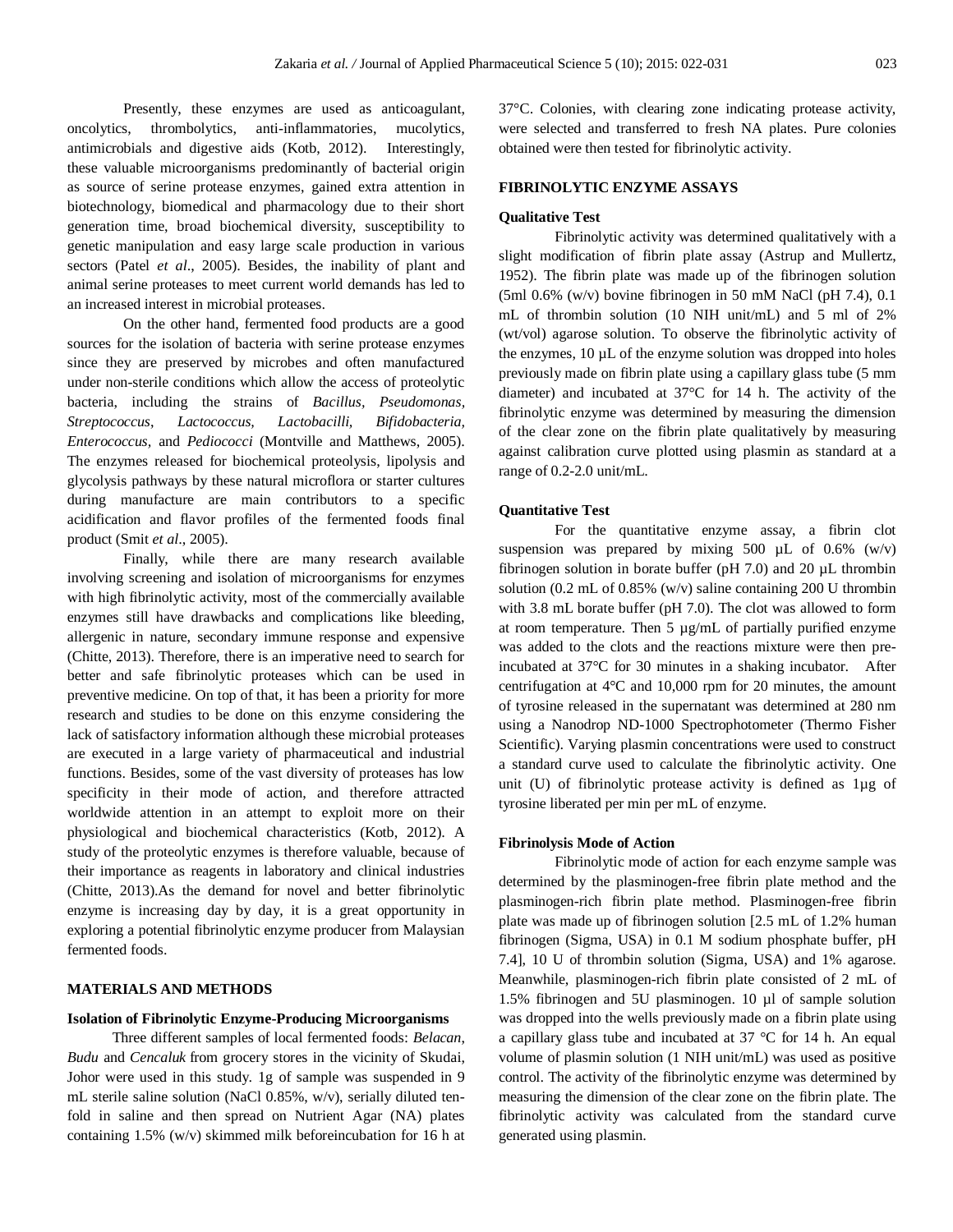Presently, these enzymes are used as anticoagulant, oncolytics, thrombolytics, anti-inflammatories, mucolytics, antimicrobials and digestive aids (Kotb, 2012). Interestingly, these valuable microorganisms predominantly of bacterial origin as source of serine protease enzymes, gained extra attention in biotechnology, biomedical and pharmacology due to their short generation time, broad biochemical diversity, susceptibility to genetic manipulation and easy large scale production in various sectors (Patel *et al*., 2005). Besides, the inability of plant and animal serine proteases to meet current world demands has led to an increased interest in microbial proteases.

On the other hand, fermented food products are a good sources for the isolation of bacteria with serine protease enzymes since they are preserved by microbes and often manufactured under non-sterile conditions which allow the access of proteolytic bacteria, including the strains of *Bacillus, Pseudomonas, Streptococcus*, *Lactococcus, Lactobacilli, Bifidobacteria, Enterococcus*, and *Pediococci* (Montville and Matthews, 2005). The enzymes released for biochemical proteolysis, lipolysis and glycolysis pathways by these natural microflora or starter cultures during manufacture are main contributors to a specific acidification and flavor profiles of the fermented foods final product (Smit *et al*., 2005).

Finally, while there are many research available involving screening and isolation of microorganisms for enzymes with high fibrinolytic activity, most of the commercially available enzymes still have drawbacks and complications like bleeding, allergenic in nature, secondary immune response and expensive (Chitte, 2013). Therefore, there is an imperative need to search for better and safe fibrinolytic proteases which can be used in preventive medicine. On top of that, it has been a priority for more research and studies to be done on this enzyme considering the lack of satisfactory information although these microbial proteases are executed in a large variety of pharmaceutical and industrial functions. Besides, some of the vast diversity of proteases has low specificity in their mode of action, and therefore attracted worldwide attention in an attempt to exploit more on their physiological and biochemical characteristics (Kotb, 2012). A study of the proteolytic enzymes is therefore valuable, because of their importance as reagents in laboratory and clinical industries (Chitte, 2013).As the demand for novel and better fibrinolytic enzyme is increasing day by day, it is a great opportunity in exploring a potential fibrinolytic enzyme producer from Malaysian fermented foods.

## MATERIALS AND METHODS

### Isolation of Fibrinolytic Enzyme-Producing Microorganisms

Three different samples of local fermented foods: *Belacan*, *Budu* and *Cencaluk* from grocery stores in the vicinity of Skudai, Johor were used in this study. 1g of sample was suspended in 9 mL sterile saline solution (NaCl 0.85%, w/v), serially diluted ten-fold in saline and then spread on Nutrient Agar (NA) plates containing 1.5% (w/v) skimmed milk beforeincubation for 16 h at 37°C. Colonies, with clearing zone indicating protease activity, were selected and transferred to fresh NA plates. Pure colonies obtained were then tested for fibrinolytic activity.

## FIBRINOLYTIC ENZYME ASSAYS

### Qualitative Test

Fibrinolytic activity was determined qualitatively with a slight modification of fibrin plate assay (Astrup and Mullertz, 1952). The fibrin plate was made up of the fibrinogen solution (5ml 0.6% (w/v) bovine fibrinogen in 50 mM NaCl (pH 7.4), 0.1 mL of thrombin solution (10 NIH unit/mL) and 5 ml of 2% (wt/vol) agarose solution. To observe the fibrinolytic activity of the enzymes, 10 µL of the enzyme solution was dropped into holes previously made on fibrin plate using a capillary glass tube (5 mm diameter) and incubated at 37°C for 14 h. The activity of the fibrinolytic enzyme was determined by measuring the dimension of the clear zone on the fibrin plate qualitatively by measuring against calibration curve plotted using plasmin as standard at a range of 0.2-2.0 unit/mL.

### Quantitative Test

For the quantitative enzyme assay, a fibrin clot suspension was prepared by mixing 500 µL of 0.6% (w/v) fibrinogen solution in borate buffer (pH 7.0) and 20 µL thrombin solution (0.2 mL of 0.85% (w/v) saline containing 200 U thrombin with 3.8 mL borate buffer (pH 7.0). The clot was allowed to form at room temperature. Then 5 µg/mL of partially purified enzyme was added to the clots and the reactions mixture were then pre-incubated at 37°C for 30 minutes in a shaking incubator. After centrifugation at 4°C and 10,000 rpm for 20 minutes, the amount of tyrosine released in the supernatant was determined at 280 nm using a Nanodrop ND-1000 Spectrophotometer (Thermo Fisher Scientific). Varying plasmin concentrations were used to construct a standard curve used to calculate the fibrinolytic activity. One unit (U) of fibrinolytic protease activity is defined as 1µg of tyrosine liberated per min per mL of enzyme.

### Fibrinolysis Mode of Action

Fibrinolytic mode of action for each enzyme sample was determined by the plasminogen-free fibrin plate method and the plasminogen-rich fibrin plate method. Plasminogen-free fibrin plate was made up of fibrinogen solution [2.5 mL of 1.2% human fibrinogen (Sigma, USA) in 0.1 M sodium phosphate buffer, pH 7.4], 10 U of thrombin solution (Sigma, USA) and 1% agarose. Meanwhile, plasminogen-rich fibrin plate consisted of 2 mL of 1.5% fibrinogen and 5U plasminogen. 10 µl of sample solution was dropped into the wells previously made on a fibrin plate using a capillary glass tube and incubated at 37 °C for 14 h. An equal volume of plasmin solution (1 NIH unit/mL) was used as positive control. The activity of the fibrinolytic enzyme was determined by measuring the dimension of the clear zone on the fibrin plate. The fibrinolytic activity was calculated from the standard curve generated using plasmin.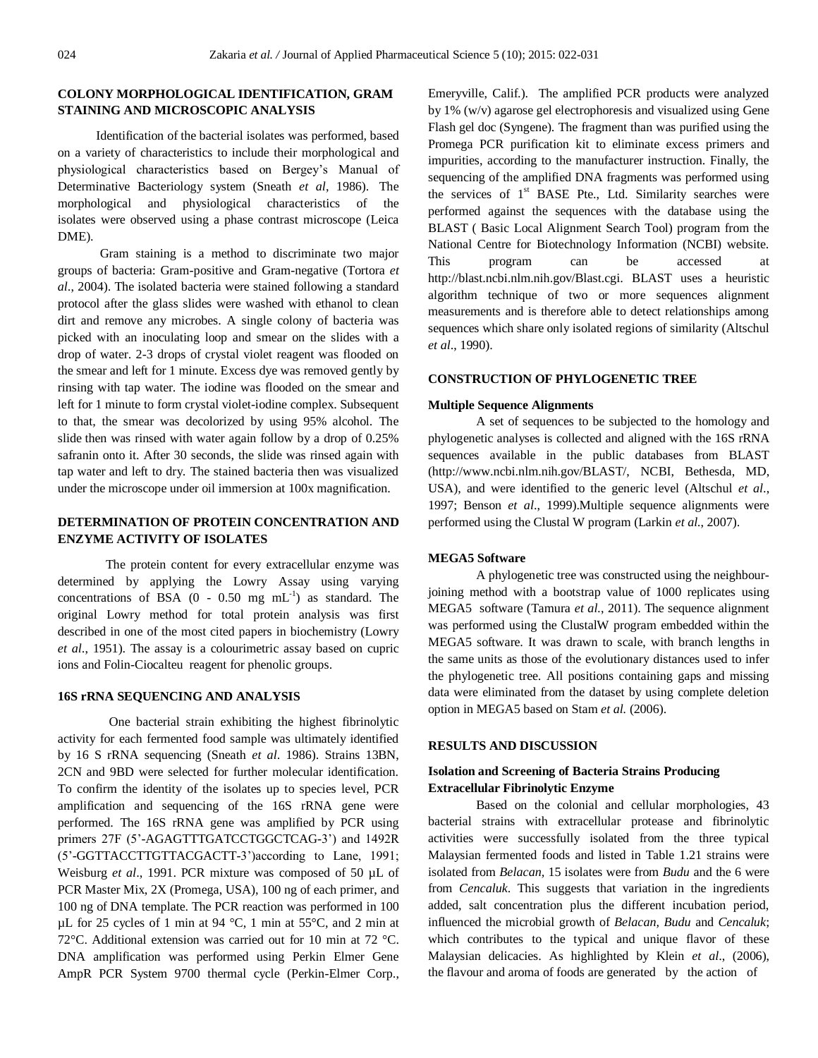## COLONY MORPHOLOGICAL IDENTIFICATION, GRAM STAINING AND MICROSCOPIC ANALYSIS

Identification of the bacterial isolates was performed, based on a variety of characteristics to include their morphological and physiological characteristics based on Bergey's Manual of Determinative Bacteriology system (Sneath *et al*, 1986). The morphological and physiological characteristics of the isolates were observed using a phase contrast microscope (Leica DME).

Gram staining is a method to discriminate two major groups of bacteria: Gram-positive and Gram-negative (Tortora *et al*., 2004). The isolated bacteria were stained following a standard protocol after the glass slides were washed with ethanol to clean dirt and remove any microbes. A single colony of bacteria was picked with an inoculating loop and smear on the slides with a drop of water. 2-3 drops of crystal violet reagent was flooded on the smear and left for 1 minute. Excess dye was removed gently by rinsing with tap water. The iodine was flooded on the smear and left for 1 minute to form crystal violet-iodine complex. Subsequent to that, the smear was decolorized by using 95% alcohol. The slide then was rinsed with water again follow by a drop of 0.25% safranin onto it. After 30 seconds, the slide was rinsed again with tap water and left to dry. The stained bacteria then was visualized under the microscope under oil immersion at 100x magnification.

## DETERMINATION OF PROTEIN CONCENTRATION AND ENZYME ACTIVITY OF ISOLATES

The protein content for every extracellular enzyme was determined by applying the Lowry Assay using varying concentrations of BSA (0 - 0.50 mg $mL^{-1}$) as standard. The original Lowry method for total protein analysis was first described in one of the most cited papers in biochemistry (Lowry *et al*., 1951). The assay is a colourimetric assay based on cupric ions and Folin-Ciocalteu reagent for phenolic groups.

## 16S rRNA SEQUENCING AND ANALYSIS

One bacterial strain exhibiting the highest fibrinolytic activity for each fermented food sample was ultimately identified by 16 S rRNA sequencing (Sneath *et al*. 1986). Strains 13BN, 2CN and 9BD were selected for further molecular identification. To confirm the identity of the isolates up to species level, PCR amplification and sequencing of the 16S rRNA gene were performed. The 16S rRNA gene was amplified by PCR using primers 27F (5'-AGAGTTTGATCCTGGCTCAG-3') and 1492R (5'-GGTTACCTTGTTACGACTT-3')according to Lane, 1991; Weisburg *et al*., 1991. PCR mixture was composed of 50 µL of PCR Master Mix, 2X (Promega, USA), 100 ng of each primer, and 100 ng of DNA template. The PCR reaction was performed in 100 µL for 25 cycles of 1 min at 94 °C, 1 min at 55°C, and 2 min at 72°C. Additional extension was carried out for 10 min at 72 °C. DNA amplification was performed using Perkin Elmer Gene AmpR PCR System 9700 thermal cycle (Perkin-Elmer Corp., Emeryville, Calif.). The amplified PCR products were analyzed by 1% (w/v) agarose gel electrophoresis and visualized using Gene Flash gel doc (Syngene). The fragment than was purified using the Promega PCR purification kit to eliminate excess primers and impurities, according to the manufacturer instruction. Finally, the sequencing of the amplified DNA fragments was performed using the services of 1st BASE Pte., Ltd. Similarity searches were performed against the sequences with the database using the BLAST ( Basic Local Alignment Search Tool) program from the National Centre for Biotechnology Information (NCBI) website. This program can be accessed at http://blast.ncbi.nlm.nih.gov/Blast.cgi. BLAST uses a heuristic algorithm technique of two or more sequences alignment measurements and is therefore able to detect relationships among sequences which share only isolated regions of similarity (Altschul *et al*., 1990).

## CONSTRUCTION OF PHYLOGENETIC TREE

### Multiple Sequence Alignments

A set of sequences to be subjected to the homology and phylogenetic analyses is collected and aligned with the 16S rRNA sequences available in the public databases from BLAST (http://www.ncbi.nlm.nih.gov/BLAST/, NCBI, Bethesda, MD, USA), and were identified to the generic level (Altschul *et al*., 1997; Benson *et al*., 1999).Multiple sequence alignments were performed using the Clustal W program (Larkin *et al*., 2007).

### MEGA5 Software

A phylogenetic tree was constructed using the neighbour-joining method with a bootstrap value of 1000 replicates using MEGA5 software (Tamura *et al*., 2011). The sequence alignment was performed using the ClustalW program embedded within the MEGA5 software. It was drawn to scale, with branch lengths in the same units as those of the evolutionary distances used to infer the phylogenetic tree. All positions containing gaps and missing data were eliminated from the dataset by using complete deletion option in MEGA5 based on Stam *et al.* (2006).

## RESULTS AND DISCUSSION

### Isolation and Screening of Bacteria Strains Producing Extracellular Fibrinolytic Enzyme

Based on the colonial and cellular morphologies, 43 bacterial strains with extracellular protease and fibrinolytic activities were successfully isolated from the three typical Malaysian fermented foods and listed in Table 1.21 strains were isolated from *Belacan*, 15 isolates were from *Budu* and the 6 were from *Cencaluk*. This suggests that variation in the ingredients added, salt concentration plus the different incubation period, influenced the microbial growth of *Belacan, Budu* and *Cencaluk*; which contributes to the typical and unique flavor of these Malaysian delicacies. As highlighted by Klein *et al*., (2006), the flavour and aroma of foods are generated by the action of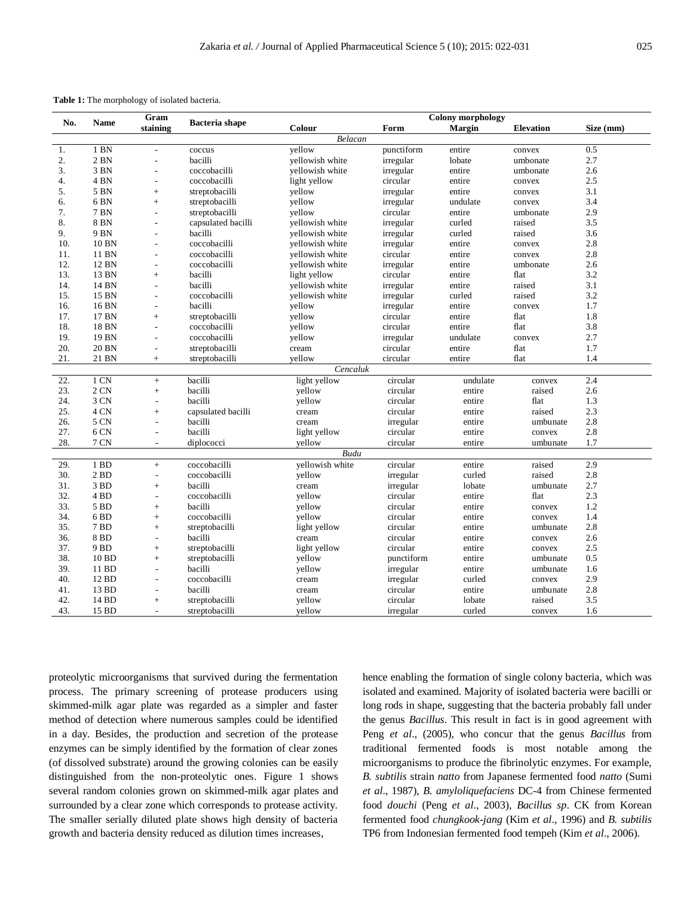**Table 1:** The morphology of isolated bacteria.

| No. | Name | Gram staining | Bacteria shape | Colony morphology | | | | |
|---|---|---|---|---|---|---|---|---|
| | | | | Colour | Form | Margin | Elevation | Size (mm) |
| | | | | *Belacan* | | | | |
| 1. | 1 BN | - | coccus | yellow | punctiform | entire | convex | 0.5 |
| 2. | 2 BN | - | bacilli | yellowish white | irregular | lobate | umbonate | 2.7 |
| 3. | 3 BN | - | coccobacilli | yellowish white | irregular | entire | umbonate | 2.6 |
| 4. | 4 BN | - | coccobacilli | light yellow | circular | entire | convex | 2.5 |
| 5. | 5 BN | + | streptobacilli | yellow | irregular | entire | convex | 3.1 |
| 6. | 6 BN | + | streptobacilli | yellow | irregular | undulate | convex | 3.4 |
| 7. | 7 BN | - | streptobacilli | yellow | circular | entire | umbonate | 2.9 |
| 8. | 8 BN | - | capsulated bacilli | yellowish white | irregular | curled | raised | 3.5 |
| 9. | 9 BN | - | bacilli | yellowish white | irregular | curled | raised | 3.6 |
| 10. | 10 BN | - | coccobacilli | yellowish white | irregular | entire | convex | 2.8 |
| 11. | 11 BN | - | coccobacilli | yellowish white | circular | entire | convex | 2.8 |
| 12. | 12 BN | - | coccobacilli | yellowish white | irregular | entire | umbonate | 2.6 |
| 13. | 13 BN | + | bacilli | light yellow | circular | entire | flat | 3.2 |
| 14. | 14 BN | - | bacilli | yellowish white | irregular | entire | raised | 3.1 |
| 15. | 15 BN | - | coccobacilli | yellowish white | irregular | curled | raised | 3.2 |
| 16. | 16 BN | - | bacilli | yellow | irregular | entire | convex | 1.7 |
| 17. | 17 BN | + | streptobacilli | yellow | circular | entire | flat | 1.8 |
| 18. | 18 BN | - | coccobacilli | yellow | circular | entire | flat | 3.8 |
| 19. | 19 BN | - | coccobacilli | yellow | irregular | undulate | convex | 2.7 |
| 20. | 20 BN | - | streptobacilli | cream | circular | entire | flat | 1.7 |
| 21. | 21 BN | + | streptobacilli | yellow | circular | entire | flat | 1.4 |
| | | | | *Cencaluk* | | | | |
| 22. | 1 CN | + | bacilli | light yellow | circular | undulate | convex | 2.4 |
| 23. | 2 CN | + | bacilli | yellow | circular | entire | raised | 2.6 |
| 24. | 3 CN | - | bacilli | yellow | circular | entire | flat | 1.3 |
| 25. | 4 CN | + | capsulated bacilli | cream | circular | entire | raised | 2.3 |
| 26. | 5 CN | - | bacilli | cream | irregular | entire | umbunate | 2.8 |
| 27. | 6 CN | - | bacilli | light yellow | circular | entire | convex | 2.8 |
| 28. | 7 CN | - | diplococci | yellow | circular | entire | umbunate | 1.7 |
| | | | | *Budu* | | | | |
| 29. | 1 BD | + | coccobacilli | yellowish white | circular | entire | raised | 2.9 |
| 30. | 2 BD | - | coccobacilli | yellow | irregular | curled | raised | 2.8 |
| 31. | 3 BD | + | bacilli | cream | irregular | lobate | umbunate | 2.7 |
| 32. | 4 BD | - | coccobacilli | yellow | circular | entire | flat | 2.3 |
| 33. | 5 BD | + | bacilli | yellow | circular | entire | convex | 1.2 |
| 34. | 6 BD | + | coccobacilli | yellow | circular | entire | convex | 1.4 |
| 35. | 7 BD | + | streptobacilli | light yellow | circular | entire | umbunate | 2.8 |
| 36. | 8 BD | - | bacilli | cream | circular | entire | convex | 2.6 |
| 37. | 9 BD | + | streptobacilli | light yellow | circular | entire | convex | 2.5 |
| 38. | 10 BD | + | streptobacilli | yellow | punctiform | entire | umbunate | 0.5 |
| 39. | 11 BD | - | bacilli | yellow | irregular | entire | umbunate | 1.6 |
| 40. | 12 BD | - | coccobacilli | cream | irregular | curled | convex | 2.9 |
| 41. | 13 BD | - | bacilli | cream | circular | entire | umbunate | 2.8 |
| 42. | 14 BD | + | streptobacilli | yellow | circular | lobate | raised | 3.5 |
| 43. | 15 BD | - | streptobacilli | yellow | irregular | curled | convex | 1.6 |

proteolytic microorganisms that survived during the fermentation process. The primary screening of protease producers using skimmed-milk agar plate was regarded as a simpler and faster method of detection where numerous samples could be identified in a day. Besides, the production and secretion of the protease enzymes can be simply identified by the formation of clear zones (of dissolved substrate) around the growing colonies can be easily distinguished from the non-proteolytic ones. Figure 1 shows several random colonies grown on skimmed-milk agar plates and surrounded by a clear zone which corresponds to protease activity. The smaller serially diluted plate shows high density of bacteria growth and bacteria density reduced as dilution times increases, hence enabling the formation of single colony bacteria, which was isolated and examined. Majority of isolated bacteria were bacilli or long rods in shape, suggesting that the bacteria probably fall under the genus *Bacillus*. This result in fact is in good agreement with Peng *et al*., (2005), who concur that the genus *Bacillus* from traditional fermented foods is most notable among the microorganisms to produce the fibrinolytic enzymes. For example, *B. subtilis* strain *natto* from Japanese fermented food *natto* (Sumi *et al*., 1987), *B. amyloliquefaciens* DC-4 from Chinese fermented food *douchi* (Peng *et al*., 2003), *Bacillus sp*. CK from Korean fermented food *chungkook-jang* (Kim *et al*., 1996) and *B. subtilis* TP6 from Indonesian fermented food tempeh (Kim *et al*., 2006).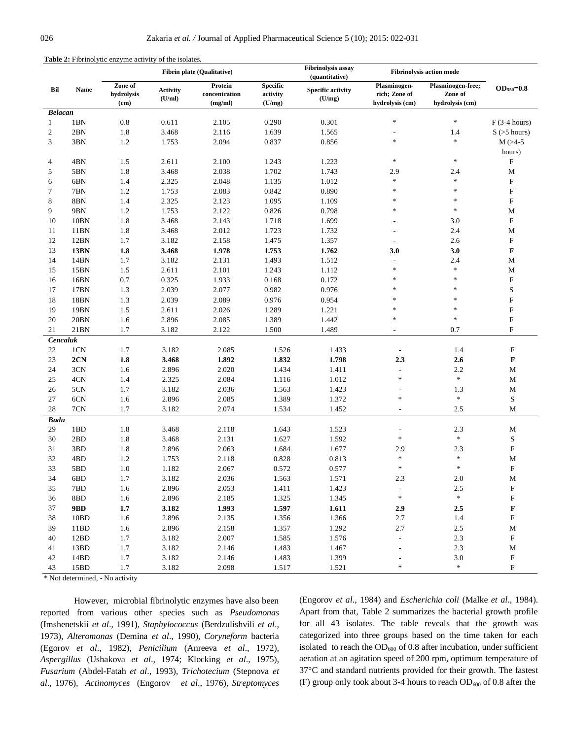**Table 2:** Fibrinolytic enzyme activity of the isolates.

| Bil | Name | Fibrin plate (Qualitative) | | | | Fibrinolysis assay (quantitative) | Fibrinolysis action mode | | $OD_{550}$=0.8 |
|---|---|---|---|---|---|---|---|---|---|
| | | Zone of hydrolysis (cm) | Activity (U/ml) | Protein concentration (mg/ml) | Specific activity (U/mg) | Specific activity (U/mg) | Plasminogen-rich; Zone of hydrolysis (cm) | Plasminogen-free; Zone of hydrolysis (cm) | |
| ***Belacan*** | | | | | | | | | |
| 1 | 1BN | 0.8 | 0.611 | 2.105 | 0.290 | 0.301 | * | * | F (3-4 hours) |
| 2 | 2BN | 1.8 | 3.468 | 2.116 | 1.639 | 1.565 | - | 1.4 | S (>5 hours) |
| 3 | 3BN | 1.2 | 1.753 | 2.094 | 0.837 | 0.856 | * | * | M (>4-5 hours) |
| 4 | 4BN | 1.5 | 2.611 | 2.100 | 1.243 | 1.223 | * | * | F |
| 5 | 5BN | 1.8 | 3.468 | 2.038 | 1.702 | 1.743 | 2.9 | 2.4 | M |
| 6 | 6BN | 1.4 | 2.325 | 2.048 | 1.135 | 1.012 | * | * | F |
| 7 | 7BN | 1.2 | 1.753 | 2.083 | 0.842 | 0.890 | * | * | F |
| 8 | 8BN | 1.4 | 2.325 | 2.123 | 1.095 | 1.109 | * | * | F |
| 9 | 9BN | 1.2 | 1.753 | 2.122 | 0.826 | 0.798 | * | * | M |
| 10 | 10BN | 1.8 | 3.468 | 2.143 | 1.718 | 1.699 | - | 3.0 | F |
| 11 | 11BN | 1.8 | 3.468 | 2.012 | 1.723 | 1.732 | - | 2.4 | M |
| 12 | 12BN | 1.7 | 3.182 | 2.158 | 1.475 | 1.357 | - | 2.6 | F |
| 13 | **13BN** | **1.8** | **3.468** | **1.978** | **1.753** | **1.762** | **3.0** | **3.0** | **F** |
| 14 | 14BN | 1.7 | 3.182 | 2.131 | 1.493 | 1.512 | - | 2.4 | M |
| 15 | 15BN | 1.5 | 2.611 | 2.101 | 1.243 | 1.112 | * | * | M |
| 16 | 16BN | 0.7 | 0.325 | 1.933 | 0.168 | 0.172 | * | * | F |
| 17 | 17BN | 1.3 | 2.039 | 2.077 | 0.982 | 0.976 | * | * | S |
| 18 | 18BN | 1.3 | 2.039 | 2.089 | 0.976 | 0.954 | * | * | F |
| 19 | 19BN | 1.5 | 2.611 | 2.026 | 1.289 | 1.221 | * | * | F |
| 20 | 20BN | 1.6 | 2.896 | 2.085 | 1.389 | 1.442 | * | * | F |
| 21 | 21BN | 1.7 | 3.182 | 2.122 | 1.500 | 1.489 | - | 0.7 | F |
| ***Cencaluk*** | | | | | | | | | |
| 22 | 1CN | 1.7 | 3.182 | 2.085 | 1.526 | 1.433 | - | 1.4 | F |
| 23 | **2CN** | **1.8** | **3.468** | **1.892** | **1.832** | **1.798** | **2.3** | **2.6** | **F** |
| 24 | 3CN | 1.6 | 2.896 | 2.020 | 1.434 | 1.411 | - | 2.2 | M |
| 25 | 4CN | 1.4 | 2.325 | 2.084 | 1.116 | 1.012 | * | * | M |
| 26 | 5CN | 1.7 | 3.182 | 2.036 | 1.563 | 1.423 | - | 1.3 | M |
| 27 | 6CN | 1.6 | 2.896 | 2.085 | 1.389 | 1.372 | * | * | S |
| 28 | 7CN | 1.7 | 3.182 | 2.074 | 1.534 | 1.452 | - | 2.5 | M |
| ***Budu*** | | | | | | | | | |
| 29 | 1BD | 1.8 | 3.468 | 2.118 | 1.643 | 1.523 | - | 2.3 | M |
| 30 | 2BD | 1.8 | 3.468 | 2.131 | 1.627 | 1.592 | * | * | S |
| 31 | 3BD | 1.8 | 2.896 | 2.063 | 1.684 | 1.677 | 2.9 | 2.3 | F |
| 32 | 4BD | 1.2 | 1.753 | 2.118 | 0.828 | 0.813 | * | * | M |
| 33 | 5BD | 1.0 | 1.182 | 2.067 | 0.572 | 0.577 | * | * | F |
| 34 | 6BD | 1.7 | 3.182 | 2.036 | 1.563 | 1.571 | 2.3 | 2.0 | M |
| 35 | 7BD | 1.6 | 2.896 | 2.053 | 1.411 | 1.423 | - | 2.5 | F |
| 36 | 8BD | 1.6 | 2.896 | 2.185 | 1.325 | 1.345 | * | * | F |
| 37 | **9BD** | **1.7** | **3.182** | **1.993** | **1.597** | **1.611** | **2.9** | **2.5** | **F** |
| 38 | 10BD | 1.6 | 2.896 | 2.135 | 1.356 | 1.366 | 2.7 | 1.4 | F |
| 39 | 11BD | 1.6 | 2.896 | 2.158 | 1.357 | 1.292 | 2.7 | 2.5 | M |
| 40 | 12BD | 1.7 | 3.182 | 2.007 | 1.585 | 1.576 | - | 2.3 | F |
| 41 | 13BD | 1.7 | 3.182 | 2.146 | 1.483 | 1.467 | - | 2.3 | M |
| 42 | 14BD | 1.7 | 3.182 | 2.146 | 1.483 | 1.399 | - | 3.0 | F |
| 43 | 15BD | 1.7 | 3.182 | 2.098 | 1.517 | 1.521 | * | * | F |

\* Not determined, - No activity

However, microbial fibrinolytic enzymes have also been reported from various other species such as *Pseudomonas* (Imshenetskii *et al*., 1991), *Staphylococcus* (Berdzulishvili *et al*., 1973), *Alteromonas* (Demina *et al*., 1990), *Coryneform* bacteria (Egorov *et al*., 1982), *Penicilium* (Anreeva *et al*., 1972), *Aspergillus* (Ushakova *et al*., 1974; Klocking *et al*., 1975), *Fusarium* (Abdel-Fatah *et al*., 1993), *Trichotecium* (Stepnova *et al*., 1976), *Actinomyces* (Engorov *et al*., 1976), *Streptomyces* (Engorov *et al*., 1984) and *Escherichia coli* (Malke *et al*., 1984). Apart from that, Table 2 summarizes the bacterial growth profile for all 43 isolates. The table reveals that the growth was categorized into three groups based on the time taken for each isolated to reach the $OD_{600}$ of 0.8 after incubation, under sufficient aeration at an agitation speed of 200 rpm, optimum temperature of 37°C and standard nutrients provided for their growth. The fastest (F) group only took about 3-4 hours to reach $OD_{600}$ of 0.8 after the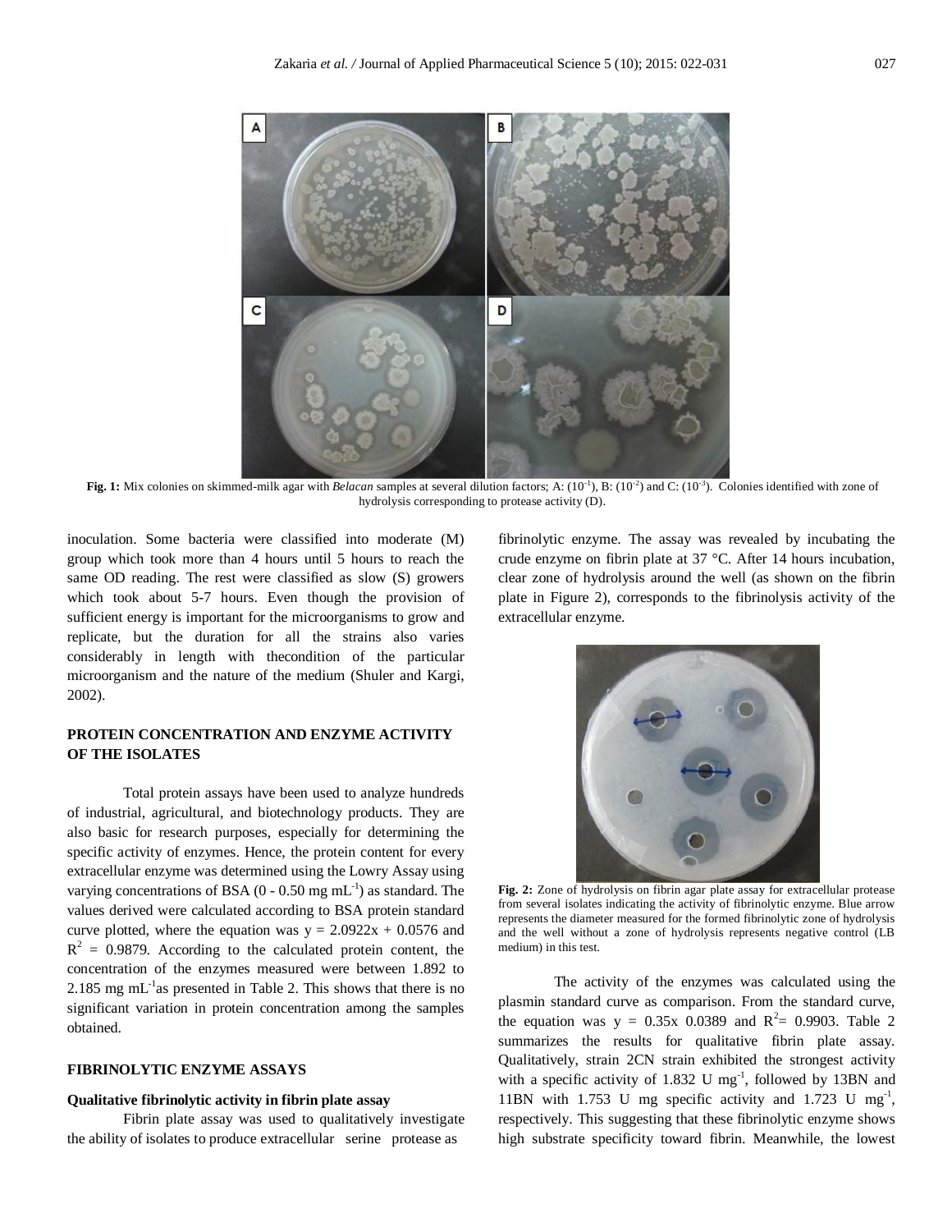**Fig. 1:** Mix colonies on skimmed-milk agar with *Belacan* samples at several dilution factors; A: ($10^{-1}$), B: ($10^{-2}$) and C: ($10^{-3}$). Colonies identified with zone of hydrolysis corresponding to protease activity (D).

inoculation. Some bacteria were classified into moderate (M) group which took more than 4 hours until 5 hours to reach the same OD reading. The rest were classified as slow (S) growers which took about 5-7 hours. Even though the provision of sufficient energy is important for the microorganisms to grow and replicate, but the duration for all the strains also varies considerably in length with thecondition of the particular microorganism and the nature of the medium (Shuler and Kargi, 2002).

## PROTEIN CONCENTRATION AND ENZYME ACTIVITY OF THE ISOLATES

Total protein assays have been used to analyze hundreds of industrial, agricultural, and biotechnology products. They are also basic for research purposes, especially for determining the specific activity of enzymes. Hence, the protein content for every extracellular enzyme was determined using the Lowry Assay using varying concentrations of BSA (0 - 0.50 mg $mL^{-1}$) as standard. The values derived were calculated according to BSA protein standard curve plotted, where the equation was $y = 2.0922x + 0.0576$ and $R^2 = 0.9879$. According to the calculated protein content, the concentration of the enzymes measured were between 1.892 to 2.185 mg $mL^{-1}$as presented in Table 2. This shows that there is no significant variation in protein concentration among the samples obtained.

## FIBRINOLYTIC ENZYME ASSAYS

### Qualitative fibrinolytic activity in fibrin plate assay

Fibrin plate assay was used to qualitatively investigate the ability of isolates to produce extracellular serine protease as fibrinolytic enzyme. The assay was revealed by incubating the crude enzyme on fibrin plate at 37 °C. After 14 hours incubation, clear zone of hydrolysis around the well (as shown on the fibrin plate in Figure 2), corresponds to the fibrinolysis activity of the extracellular enzyme.

**Fig. 2:** Zone of hydrolysis on fibrin agar plate assay for extracellular protease from several isolates indicating the activity of fibrinolytic enzyme. Blue arrow represents the diameter measured for the formed fibrinolytic zone of hydrolysis and the well without a zone of hydrolysis represents negative control (LB medium) in this test.

The activity of the enzymes was calculated using the plasmin standard curve as comparison. From the standard curve, the equation was $y = 0.35x$ 0.0389 and $R^2= 0.9903$. Table 2 summarizes the results for qualitative fibrin plate assay. Qualitatively, strain 2CN strain exhibited the strongest activity with a specific activity of 1.832 U $mg^{-1}$, followed by 13BN and 11BN with 1.753 U mg specific activity and 1.723 U $mg^{-1}$, respectively. This suggesting that these fibrinolytic enzyme shows high substrate specificity toward fibrin. Meanwhile, the lowest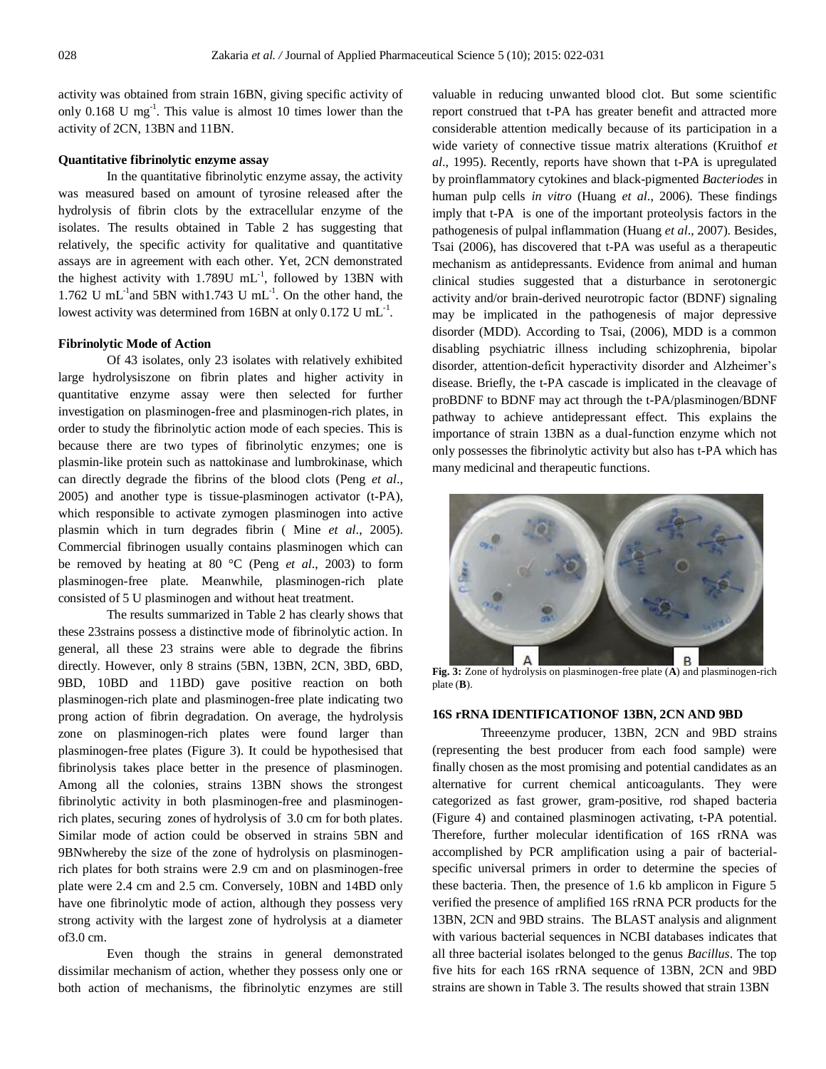activity was obtained from strain 16BN, giving specific activity of only 0.168 U mg$^{-1}$. This value is almost 10 times lower than the activity of 2CN, 13BN and 11BN.

### Quantitative fibrinolytic enzyme assay

In the quantitative fibrinolytic enzyme assay, the activity was measured based on amount of tyrosine released after the hydrolysis of fibrin clots by the extracellular enzyme of the isolates. The results obtained in Table 2 has suggesting that relatively, the specific activity for qualitative and quantitative assays are in agreement with each other. Yet, 2CN demonstrated the highest activity with 1.789U mL$^{-1}$, followed by 13BN with 1.762 U mL$^{-1}$and 5BN with1.743 U mL$^{-1}$. On the other hand, the lowest activity was determined from 16BN at only 0.172 U mL$^{-1}$.

### Fibrinolytic Mode of Action

Of 43 isolates, only 23 isolates with relatively exhibited large hydrolysiszone on fibrin plates and higher activity in quantitative enzyme assay were then selected for further investigation on plasminogen-free and plasminogen-rich plates, in order to study the fibrinolytic action mode of each species. This is because there are two types of fibrinolytic enzymes; one is plasmin-like protein such as nattokinase and lumbrokinase, which can directly degrade the fibrins of the blood clots (Peng *et al*., 2005) and another type is tissue-plasminogen activator (t-PA), which responsible to activate zymogen plasminogen into active plasmin which in turn degrades fibrin ( Mine *et al*., 2005). Commercial fibrinogen usually contains plasminogen which can be removed by heating at 80 °C (Peng *et al*., 2003) to form plasminogen-free plate. Meanwhile, plasminogen-rich plate consisted of 5 U plasminogen and without heat treatment.

The results summarized in Table 2 has clearly shows that these 23strains possess a distinctive mode of fibrinolytic action. In general, all these 23 strains were able to degrade the fibrins directly. However, only 8 strains (5BN, 13BN, 2CN, 3BD, 6BD, 9BD, 10BD and 11BD) gave positive reaction on both plasminogen-rich plate and plasminogen-free plate indicating two prong action of fibrin degradation. On average, the hydrolysis zone on plasminogen-rich plates were found larger than plasminogen-free plates (Figure 3). It could be hypothesised that fibrinolysis takes place better in the presence of plasminogen. Among all the colonies, strains 13BN shows the strongest fibrinolytic activity in both plasminogen-free and plasminogen-rich plates, securing zones of hydrolysis of 3.0 cm for both plates. Similar mode of action could be observed in strains 5BN and 9BNwhereby the size of the zone of hydrolysis on plasminogen-rich plates for both strains were 2.9 cm and on plasminogen-free plate were 2.4 cm and 2.5 cm. Conversely, 10BN and 14BD only have one fibrinolytic mode of action, although they possess very strong activity with the largest zone of hydrolysis at a diameter of3.0 cm.

Even though the strains in general demonstrated dissimilar mechanism of action, whether they possess only one or both action of mechanisms, the fibrinolytic enzymes are still valuable in reducing unwanted blood clot. But some scientific report construed that t-PA has greater benefit and attracted more considerable attention medically because of its participation in a wide variety of connective tissue matrix alterations (Kruithof *et al*., 1995). Recently, reports have shown that t-PA is upregulated by proinflammatory cytokines and black-pigmented *Bacteriodes* in human pulp cells *in vitro* (Huang *et al*., 2006). These findings imply that t-PA is one of the important proteolysis factors in the pathogenesis of pulpal inflammation (Huang *et al*., 2007). Besides, Tsai (2006), has discovered that t-PA was useful as a therapeutic mechanism as antidepressants. Evidence from animal and human clinical studies suggested that a disturbance in serotonergic activity and/or brain-derived neurotropic factor (BDNF) signaling may be implicated in the pathogenesis of major depressive disorder (MDD). According to Tsai, (2006), MDD is a common disabling psychiatric illness including schizophrenia, bipolar disorder, attention-deficit hyperactivity disorder and Alzheimer's disease. Briefly, the t-PA cascade is implicated in the cleavage of proBDNF to BDNF may act through the t-PA/plasminogen/BDNF pathway to achieve antidepressant effect. This explains the importance of strain 13BN as a dual-function enzyme which not only possesses the fibrinolytic activity but also has t-PA which has many medicinal and therapeutic functions.

**Fig. 3:** Zone of hydrolysis on plasminogen-free plate (**A**) and plasminogen-rich plate (**B**).

### 16S rRNA IDENTIFICATIONOF 13BN, 2CN AND 9BD

Threeenzyme producer, 13BN, 2CN and 9BD strains (representing the best producer from each food sample) were finally chosen as the most promising and potential candidates as an alternative for current chemical anticoagulants. They were categorized as fast grower, gram-positive, rod shaped bacteria (Figure 4) and contained plasminogen activating, t-PA potential. Therefore, further molecular identification of 16S rRNA was accomplished by PCR amplification using a pair of bacterial-specific universal primers in order to determine the species of these bacteria. Then, the presence of 1.6 kb amplicon in Figure 5 verified the presence of amplified 16S rRNA PCR products for the 13BN, 2CN and 9BD strains. The BLAST analysis and alignment with various bacterial sequences in NCBI databases indicates that all three bacterial isolates belonged to the genus *Bacillus*. The top five hits for each 16S rRNA sequence of 13BN, 2CN and 9BD strains are shown in Table 3. The results showed that strain 13BN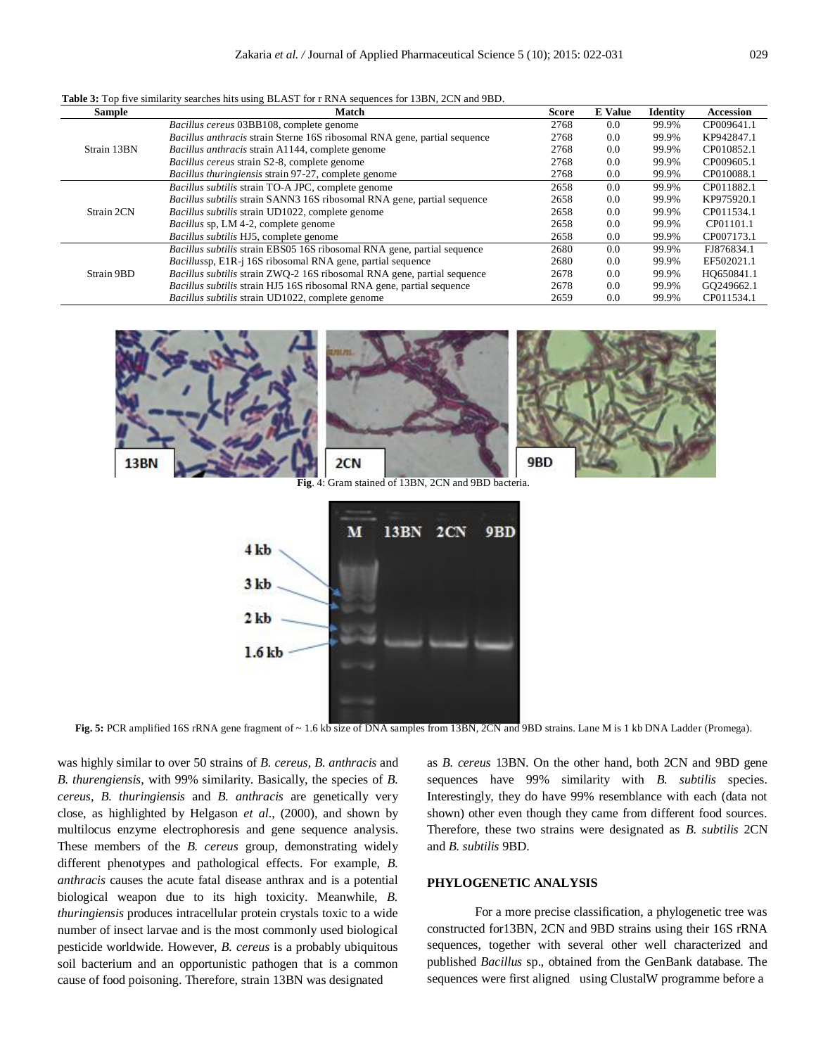**Table 3:** Top five similarity searches hits using BLAST for r RNA sequences for 13BN, 2CN and 9BD.

| Sample | Match | Score | E Value | Identity | Accession |
|---|---|---|---|---|---|
| Strain 13BN | *Bacillus cereus* 03BB108, complete genome | 2768 | 0.0 | 99.9% | CP009641.1 |
| | *Bacillus anthracis* strain Sterne 16S ribosomal RNA gene, partial sequence | 2768 | 0.0 | 99.9% | KP942847.1 |
| | *Bacillus anthracis* strain A1144, complete genome | 2768 | 0.0 | 99.9% | CP010852.1 |
| | *Bacillus cereus* strain S2-8, complete genome | 2768 | 0.0 | 99.9% | CP009605.1 |
| | *Bacillus thuringiensis* strain 97-27, complete genome | 2768 | 0.0 | 99.9% | CP010088.1 |
| Strain 2CN | *Bacillus subtilis* strain TO-A JPC, complete genome | 2658 | 0.0 | 99.9% | CP011882.1 |
| | *Bacillus subtilis* strain SANN3 16S ribosomal RNA gene, partial sequence | 2658 | 0.0 | 99.9% | KP975920.1 |
| | *Bacillus subtilis* strain UD1022, complete genome | 2658 | 0.0 | 99.9% | CP011534.1 |
| | *Bacillus* sp, LM 4-2, complete genome | 2658 | 0.0 | 99.9% | CP01101.1 |
| | *Bacillus subtilis* HJ5, complete genome | 2658 | 0.0 | 99.9% | CP007173.1 |
| Strain 9BD | *Bacillus subtilis* strain EBS05 16S ribosomal RNA gene, partial sequence | 2680 | 0.0 | 99.9% | FJ876834.1 |
| | *Bacillussp*, E1R-j 16S ribosomal RNA gene, partial sequence | 2680 | 0.0 | 99.9% | EF502021.1 |
| | *Bacillus subtilis* strain ZWQ-2 16S ribosomal RNA gene, partial sequence | 2678 | 0.0 | 99.9% | HQ650841.1 |
| | *Bacillus subtilis* strain HJ5 16S ribosomal RNA gene, partial sequence | 2678 | 0.0 | 99.9% | GQ249662.1 |
| | *Bacillus subtilis* strain UD1022, complete genome | 2659 | 0.0 | 99.9% | CP011534.1 |

**Fig**. 4: Gram stained of 13BN, 2CN and 9BD bacteria.

**Fig. 5:** PCR amplified 16S rRNA gene fragment of ~ 1.6 kb size of DNA samples from 13BN, 2CN and 9BD strains. Lane M is 1 kb DNA Ladder (Promega).

was highly similar to over 50 strains of *B. cereus, B. anthracis* and *B. thurengiensis,* with 99% similarity. Basically, the species of *B. cereus, B. thuringiensis* and *B. anthracis* are genetically very close, as highlighted by Helgason *et al*., (2000), and shown by multilocus enzyme electrophoresis and gene sequence analysis. These members of the *B. cereus* group, demonstrating widely different phenotypes and pathological effects. For example, *B. anthracis* causes the acute fatal disease anthrax and is a potential biological weapon due to its high toxicity. Meanwhile, *B. thuringiensis* produces intracellular protein crystals toxic to a wide number of insect larvae and is the most commonly used biological pesticide worldwide. However, *B. cereus* is a probably ubiquitous soil bacterium and an opportunistic pathogen that is a common cause of food poisoning. Therefore, strain 13BN was designated as *B. cereus* 13BN. On the other hand, both 2CN and 9BD gene sequences have 99% similarity with *B. subtilis* species. Interestingly, they do have 99% resemblance with each (data not shown) other even though they came from different food sources. Therefore, these two strains were designated as *B. subtilis* 2CN and *B. subtilis* 9BD.

## PHYLOGENETIC ANALYSIS

For a more precise classification, a phylogenetic tree was constructed for13BN, 2CN and 9BD strains using their 16S rRNA sequences, together with several other well characterized and published *Bacillus* sp., obtained from the GenBank database. The sequences were first aligned using ClustalW programme before a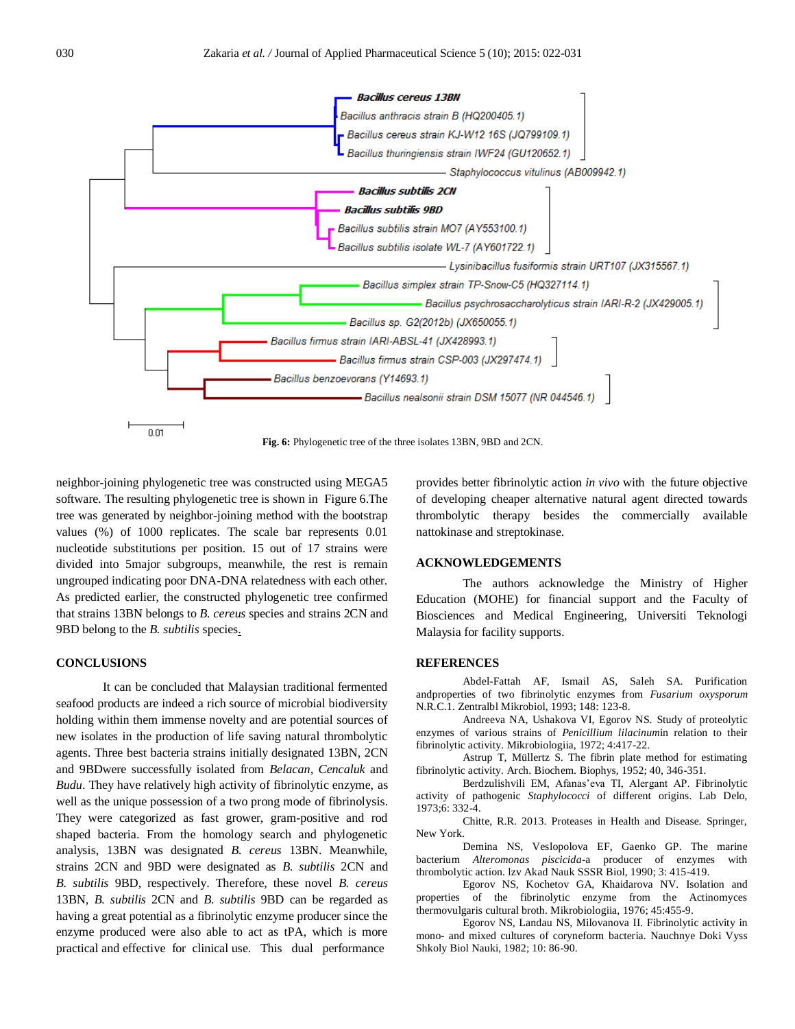Fig. 6: Phylogenetic tree of the three isolates 13BN, 9BD and 2CN.

neighbor-joining phylogenetic tree was constructed using MEGA5 software. The resulting phylogenetic tree is shown in Figure 6.The tree was generated by neighbor-joining method with the bootstrap values (%) of 1000 replicates. The scale bar represents 0.01 nucleotide substitutions per position. 15 out of 17 strains were divided into 5major subgroups, meanwhile, the rest is remain ungrouped indicating poor DNA-DNA relatedness with each other. As predicted earlier, the constructed phylogenetic tree confirmed that strains 13BN belongs to *B. cereus* species and strains 2CN and 9BD belong to the *B. subtilis* species.

## CONCLUSIONS

It can be concluded that Malaysian traditional fermented seafood products are indeed a rich source of microbial biodiversity holding within them immense novelty and are potential sources of new isolates in the production of life saving natural thrombolytic agents. Three best bacteria strains initially designated 13BN, 2CN and 9BDwere successfully isolated from *Belacan, Cencaluk* and *Budu*. They have relatively high activity of fibrinolytic enzyme, as well as the unique possession of a two prong mode of fibrinolysis. They were categorized as fast grower, gram-positive and rod shaped bacteria. From the homology search and phylogenetic analysis, 13BN was designated *B. cereus* 13BN. Meanwhile, strains 2CN and 9BD were designated as *B. subtilis* 2CN and *B. subtilis* 9BD, respectively. Therefore, these novel *B. cereus* 13BN, *B. subtilis* 2CN and *B. subtilis* 9BD can be regarded as having a great potential as a fibrinolytic enzyme producer since the enzyme produced were also able to act as tPA, which is more practical and effective for clinical use. This dual performance provides better fibrinolytic action *in vivo* with the future objective of developing cheaper alternative natural agent directed towards thrombolytic therapy besides the commercially available nattokinase and streptokinase.

## ACKNOWLEDGEMENTS

The authors acknowledge the Ministry of Higher Education (MOHE) for financial support and the Faculty of Biosciences and Medical Engineering, Universiti Teknologi Malaysia for facility supports.

## REFERENCES

Abdel-Fattah AF, Ismail AS, Saleh SA. Purification andproperties of two fibrinolytic enzymes from *Fusarium oxysporum* N.R.C.1. Zentralbl Mikrobiol, 1993; 148: 123-8.

Andreeva NA, Ushakova VI, Egorov NS. Study of proteolytic enzymes of various strains of *Penicillium lilacinum*in relation to their fibrinolytic activity. Mikrobiologiia, 1972; 4:417-22.

Astrup T, Müllertz S. The fibrin plate method for estimating fibrinolytic activity. Arch. Biochem. Biophys, 1952; 40, 346-351.

Berdzulishvili EM, Afanas'eva TI, Alergant AP. Fibrinolytic activity of pathogenic *Staphylococci* of different origins. Lab Delo, 1973;6: 332-4.

Chitte, R.R. 2013. Proteases in Health and Disease. Springer, New York.

Demina NS, Veslopolova EF, Gaenko GP. The marine bacterium *Alteromonas piscicida*-a producer of enzymes with thrombolytic action. Izv Akad Nauk SSSR Biol, 1990; 3: 415-419.

Egorov NS, Kochetov GA, Khaidarova NV. Isolation and properties of the fibrinolytic enzyme from the Actinomyces thermovulgaris cultural broth. Mikrobiologiia, 1976; 45:455-9.

Egorov NS, Landau NS, Milovanova II. Fibrinolytic activity in mono- and mixed cultures of coryneform bacteria. Nauchnye Doki Vyss Shkoly Biol Nauki, 1982; 10: 86-90.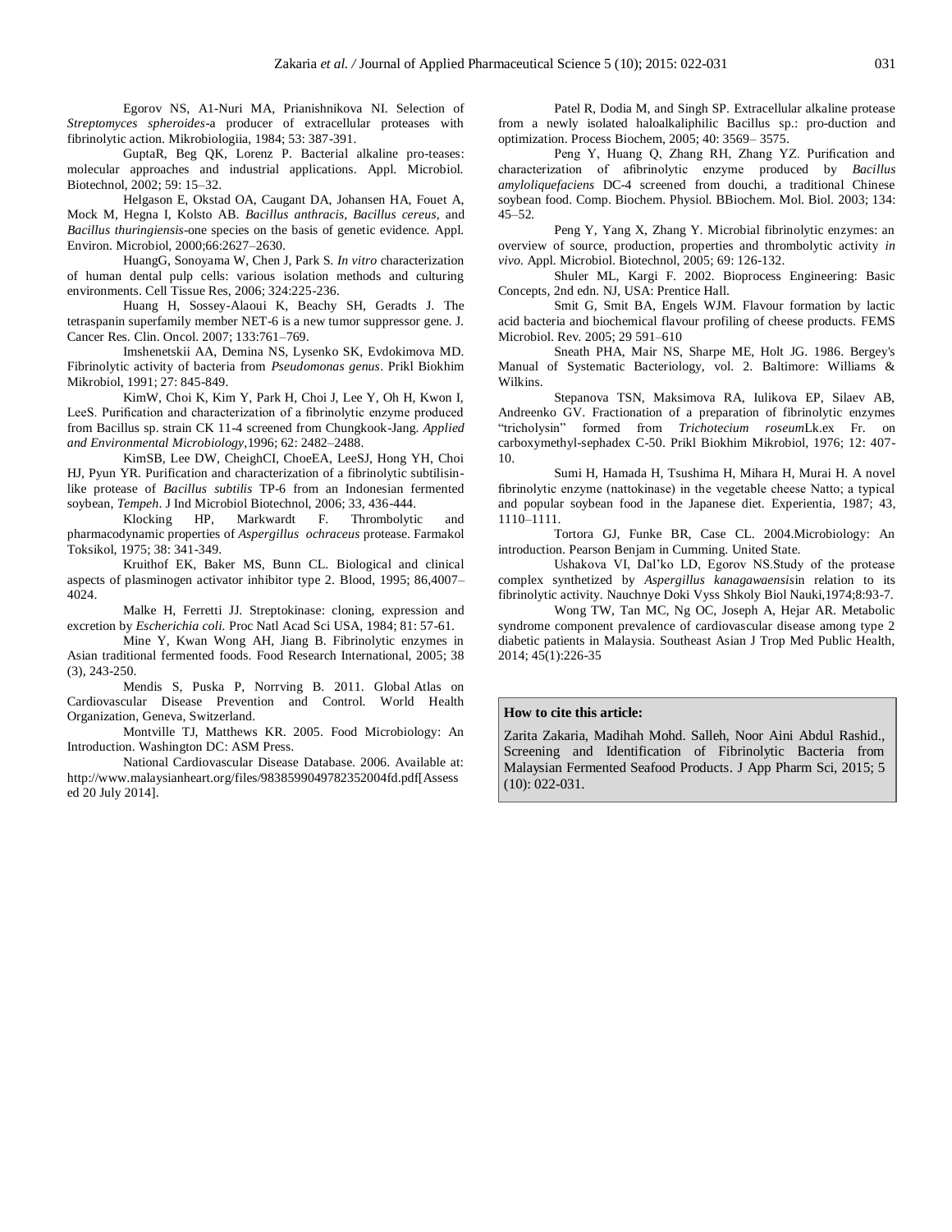Egorov NS, A1-Nuri MA, Prianishnikova NI. Selection of *Streptomyces spheroides*-a producer of extracellular proteases with fibrinolytic action. Mikrobiologiia, 1984; 53: 387-391.

GuptaR, Beg QK, Lorenz P. Bacterial alkaline pro-teases: molecular approaches and industrial applications. Appl. Microbiol. Biotechnol, 2002; 59: 15–32.

Helgason E, Okstad OA, Caugant DA, Johansen HA, Fouet A, Mock M, Hegna I, Kolsto AB. *Bacillus anthracis*, *Bacillus cereus*, and *Bacillus thuringiensis*-one species on the basis of genetic evidence. Appl. Environ. Microbiol, 2000;66:2627–2630.

HuangG, Sonoyama W, Chen J, Park S. *In vitro* characterization of human dental pulp cells: various isolation methods and culturing environments. Cell Tissue Res, 2006; 324:225-236.

Huang H, Sossey-Alaoui K, Beachy SH, Geradts J. The tetraspanin superfamily member NET-6 is a new tumor suppressor gene. J. Cancer Res. Clin. Oncol. 2007; 133:761–769.

Imshenetskii AA, Demina NS, Lysenko SK, Evdokimova MD. Fibrinolytic activity of bacteria from *Pseudomonas genus*. Prikl Biokhim Mikrobiol, 1991; 27: 845-849.

KimW, Choi K, Kim Y, Park H, Choi J, Lee Y, Oh H, Kwon I, LeeS. Purification and characterization of a fibrinolytic enzyme produced from Bacillus sp. strain CK 11-4 screened from Chungkook-Jang. *Applied and Environmental Microbiology*,1996; 62: 2482–2488.

KimSB, Lee DW, CheighCI, ChoeEA, LeeSJ, Hong YH, Choi HJ, Pyun YR. Purification and characterization of a fibrinolytic subtilisin-like protease of *Bacillus subtilis* TP-6 from an Indonesian fermented soybean, *Tempeh*. J Ind Microbiol Biotechnol, 2006; 33, 436-444.

Klocking HP, Markwardt F. Thrombolytic and pharmacodynamic properties of *Aspergillus ochraceus* protease. Farmakol Toksikol, 1975; 38: 341-349.

Kruithof EK, Baker MS, Bunn CL. Biological and clinical aspects of plasminogen activator inhibitor type 2. Blood, 1995; 86,4007–4024.

Malke H, Ferretti JJ. Streptokinase: cloning, expression and excretion by *Escherichia coli.* Proc Natl Acad Sci USA, 1984; 81: 57-61.

Mine Y, Kwan Wong AH, Jiang B. Fibrinolytic enzymes in Asian traditional fermented foods. Food Research International, 2005; 38 (3), 243-250.

Mendis S, Puska P, Norrving B. 2011. Global Atlas on Cardiovascular Disease Prevention and Control. World Health Organization, Geneva, Switzerland.

Montville TJ, Matthews KR. 2005. Food Microbiology: An Introduction. Washington DC: ASM Press.

National Cardiovascular Disease Database. 2006. Available at: http://www.malaysianheart.org/files/9838599049782352004fd.pdf[Assessed 20 July 2014].

Patel R, Dodia M, and Singh SP. Extracellular alkaline protease from a newly isolated haloalkaliphilic Bacillus sp.: pro-duction and optimization. Process Biochem, 2005; 40: 3569– 3575.

Peng Y, Huang Q, Zhang RH, Zhang YZ. Purification and characterization of afibrinolytic enzyme produced by *Bacillus amyloliquefaciens* DC-4 screened from douchi, a traditional Chinese soybean food. Comp. Biochem. Physiol. BBiochem. Mol. Biol. 2003; 134: 45–52.

Peng Y, Yang X, Zhang Y. Microbial fibrinolytic enzymes: an overview of source, production, properties and thrombolytic activity *in vivo*. Appl. Microbiol. Biotechnol, 2005; 69: 126-132.

Shuler ML, Kargi F. 2002. Bioprocess Engineering: Basic Concepts, 2nd edn. NJ, USA: Prentice Hall.

Smit G, Smit BA, Engels WJM. Flavour formation by lactic acid bacteria and biochemical flavour profiling of cheese products. FEMS Microbiol. Rev. 2005; 29 591–610

Sneath PHA, Mair NS, Sharpe ME, Holt JG. 1986. Bergey's Manual of Systematic Bacteriology, vol. 2. Baltimore: Williams & Wilkins.

Stepanova TSN, Maksimova RA, Iulikova EP, Silaev AB, Andreenko GV. Fractionation of a preparation of fibrinolytic enzymes "tricholysin" formed from *Trichotecium roseum*Lk.ex Fr. on carboxymethyl-sephadex C-50. Prikl Biokhim Mikrobiol, 1976; 12: 407-10.

Sumi H, Hamada H, Tsushima H, Mihara H, Murai H. A novel fibrinolytic enzyme (nattokinase) in the vegetable cheese Natto; a typical and popular soybean food in the Japanese diet. Experientia, 1987; 43, 1110–1111.

Tortora GJ, Funke BR, Case CL. 2004.Microbiology: An introduction. Pearson Benjam in Cumming. United State.

Ushakova VI, Dal'ko LD, Egorov NS.Study of the protease complex synthetized by *Aspergillus kanagawaensis*in relation to its fibrinolytic activity. Nauchnye Doki Vyss Shkoly Biol Nauki,1974;8:93-7.

Wong TW, Tan MC, Ng OC, Joseph A, Hejar AR. Metabolic syndrome component prevalence of cardiovascular disease among type 2 diabetic patients in Malaysia. Southeast Asian J Trop Med Public Health, 2014; 45(1):226-35

**How to cite this article:**

Zarita Zakaria, Madihah Mohd. Salleh, Noor Aini Abdul Rashid., Screening and Identification of Fibrinolytic Bacteria from Malaysian Fermented Seafood Products. J App Pharm Sci, 2015; 5 (10): 022-031.